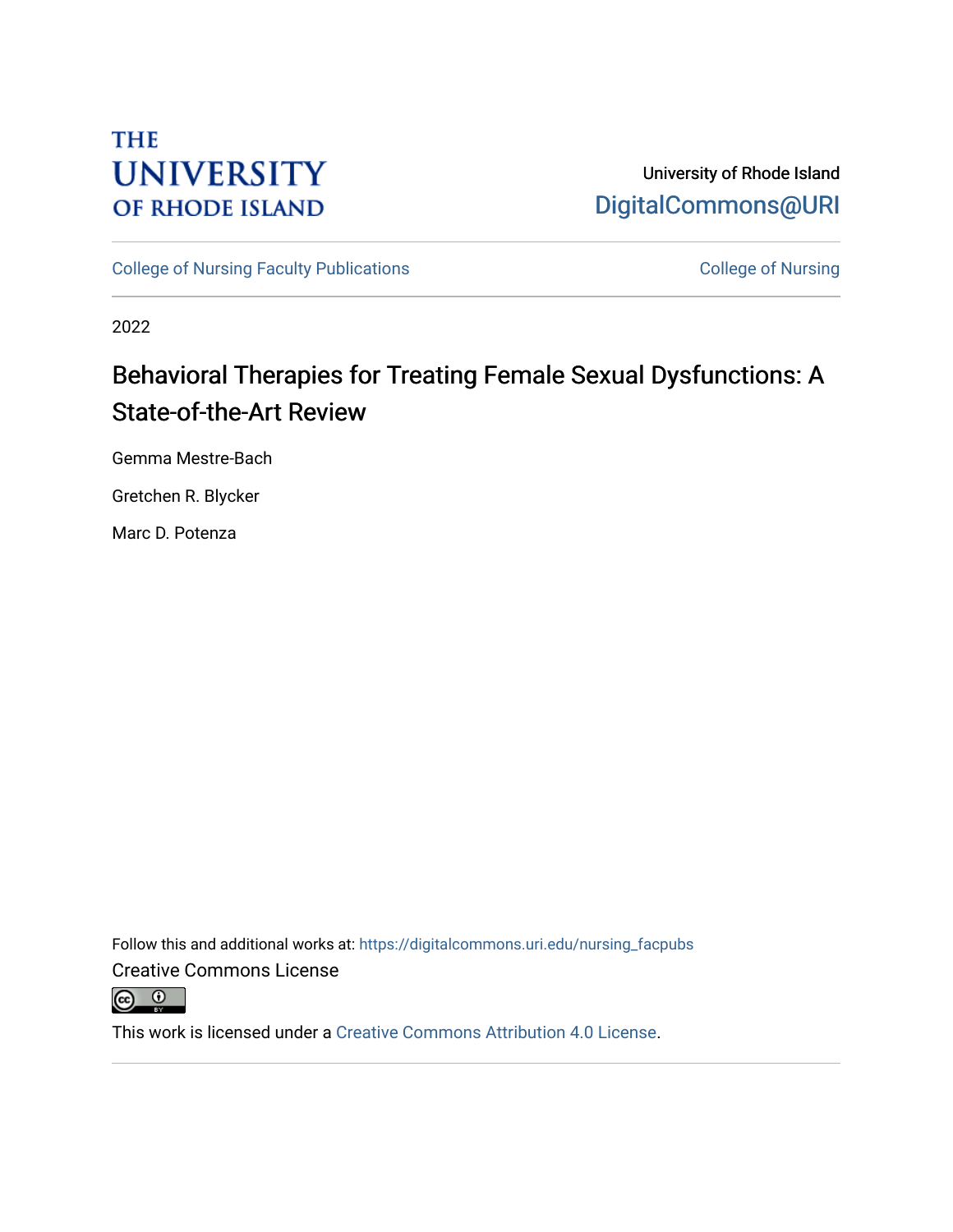THE UNIVERSITY OF RHODE ISLAND

University of Rhode Island
DigitalCommons@URI

College of Nursing Faculty Publications | College of Nursing

2022

# Behavioral Therapies for Treating Female Sexual Dysfunctions: A State-of-the-Art Review

Gemma Mestre-Bach

Gretchen R. Blycker

Marc D. Potenza

Follow this and additional works at: https://digitalcommons.uri.edu/nursing_facpubs

Creative Commons License

This work is licensed under a Creative Commons Attribution 4.0 License.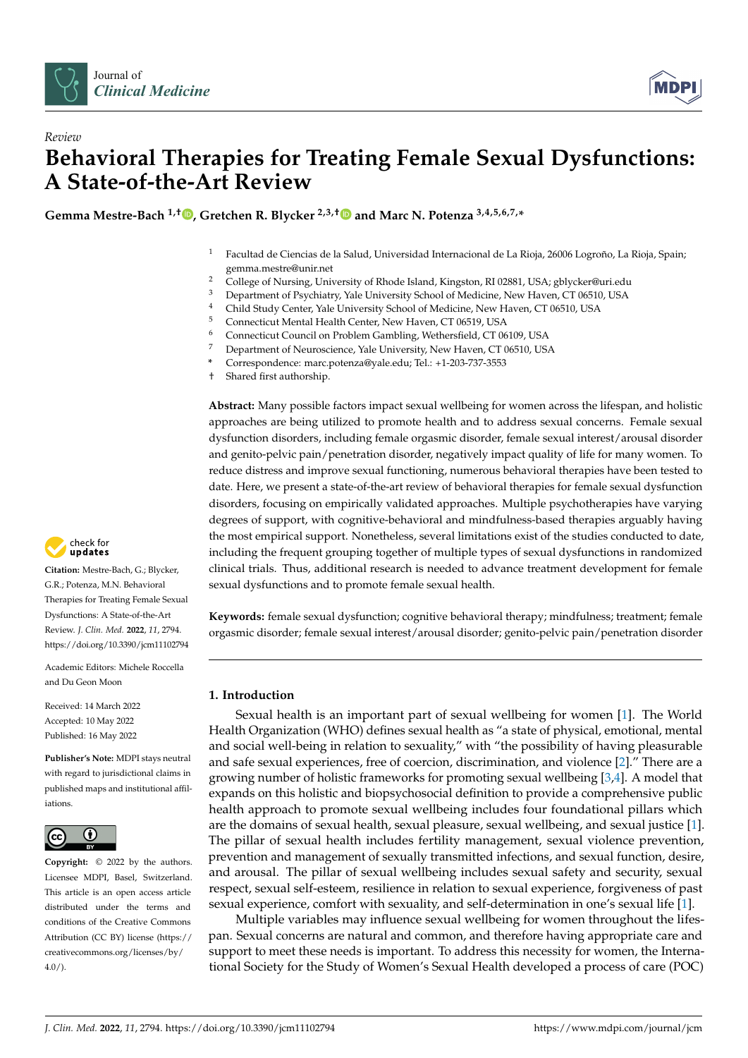Review

# Behavioral Therapies for Treating Female Sexual Dysfunctions: A State-of-the-Art Review

**Gemma Mestre-Bach [1,†], Gretchen R. Blycker [2,3,†] and Marc N. Potenza [3,4,5,6,7,*]**

[1] Facultad de Ciencias de la Salud, Universidad Internacional de La Rioja, 26006 Logroño, La Rioja, Spain; gemma.mestre@unir.net
[2] College of Nursing, University of Rhode Island, Kingston, RI 02881, USA; gblycker@uri.edu
[3] Department of Psychiatry, Yale University School of Medicine, New Haven, CT 06510, USA
[4] Child Study Center, Yale University School of Medicine, New Haven, CT 06510, USA
[5] Connecticut Mental Health Center, New Haven, CT 06519, USA
[6] Connecticut Council on Problem Gambling, Wethersfield, CT 06109, USA
[7] Department of Neuroscience, Yale University, New Haven, CT 06510, USA
* Correspondence: marc.potenza@yale.edu; Tel.: +1-203-737-3553
† Shared first authorship.

**Abstract:** Many possible factors impact sexual wellbeing for women across the lifespan, and holistic approaches are being utilized to promote health and to address sexual concerns. Female sexual dysfunction disorders, including female orgasmic disorder, female sexual interest/arousal disorder and genito-pelvic pain/penetration disorder, negatively impact quality of life for many women. To reduce distress and improve sexual functioning, numerous behavioral therapies have been tested to date. Here, we present a state-of-the-art review of behavioral therapies for female sexual dysfunction disorders, focusing on empirically validated approaches. Multiple psychotherapies have varying degrees of support, with cognitive-behavioral and mindfulness-based therapies arguably having the most empirical support. Nonetheless, several limitations exist of the studies conducted to date, including the frequent grouping together of multiple types of sexual dysfunctions in randomized clinical trials. Thus, additional research is needed to advance treatment development for female sexual dysfunctions and to promote female sexual health.

**Keywords:** female sexual dysfunction; cognitive behavioral therapy; mindfulness; treatment; female orgasmic disorder; female sexual interest/arousal disorder; genito-pelvic pain/penetration disorder

**Citation:** Mestre-Bach, G.; Blycker, G.R.; Potenza, M.N. Behavioral Therapies for Treating Female Sexual Dysfunctions: A State-of-the-Art Review. *J. Clin. Med.* **2022**, *11*, 2794. https://doi.org/10.3390/jcm11102794

Academic Editors: Michele Roccella and Du Geon Moon

Received: 14 March 2022
Accepted: 10 May 2022
Published: 16 May 2022

**Publisher's Note:** MDPI stays neutral with regard to jurisdictional claims in published maps and institutional affiliations.

**Copyright:** © 2022 by the authors. Licensee MDPI, Basel, Switzerland. This article is an open access article distributed under the terms and conditions of the Creative Commons Attribution (CC BY) license (https://creativecommons.org/licenses/by/4.0/).

## 1. Introduction

Sexual health is an important part of sexual wellbeing for women [1]. The World Health Organization (WHO) defines sexual health as "a state of physical, emotional, mental and social well-being in relation to sexuality," with "the possibility of having pleasurable and safe sexual experiences, free of coercion, discrimination, and violence [2]." There are a growing number of holistic frameworks for promoting sexual wellbeing [3,4]. A model that expands on this holistic and biopsychosocial definition to provide a comprehensive public health approach to promote sexual wellbeing includes four foundational pillars which are the domains of sexual health, sexual pleasure, sexual wellbeing, and sexual justice [1]. The pillar of sexual health includes fertility management, sexual violence prevention, prevention and management of sexually transmitted infections, and sexual function, desire, and arousal. The pillar of sexual wellbeing includes sexual safety and security, sexual respect, sexual self-esteem, resilience in relation to sexual experience, forgiveness of past sexual experience, comfort with sexuality, and self-determination in one's sexual life [1].

Multiple variables may influence sexual wellbeing for women throughout the lifespan. Sexual concerns are natural and common, and therefore having appropriate care and support to meet these needs is important. To address this necessity for women, the International Society for the Study of Women's Sexual Health developed a process of care (POC)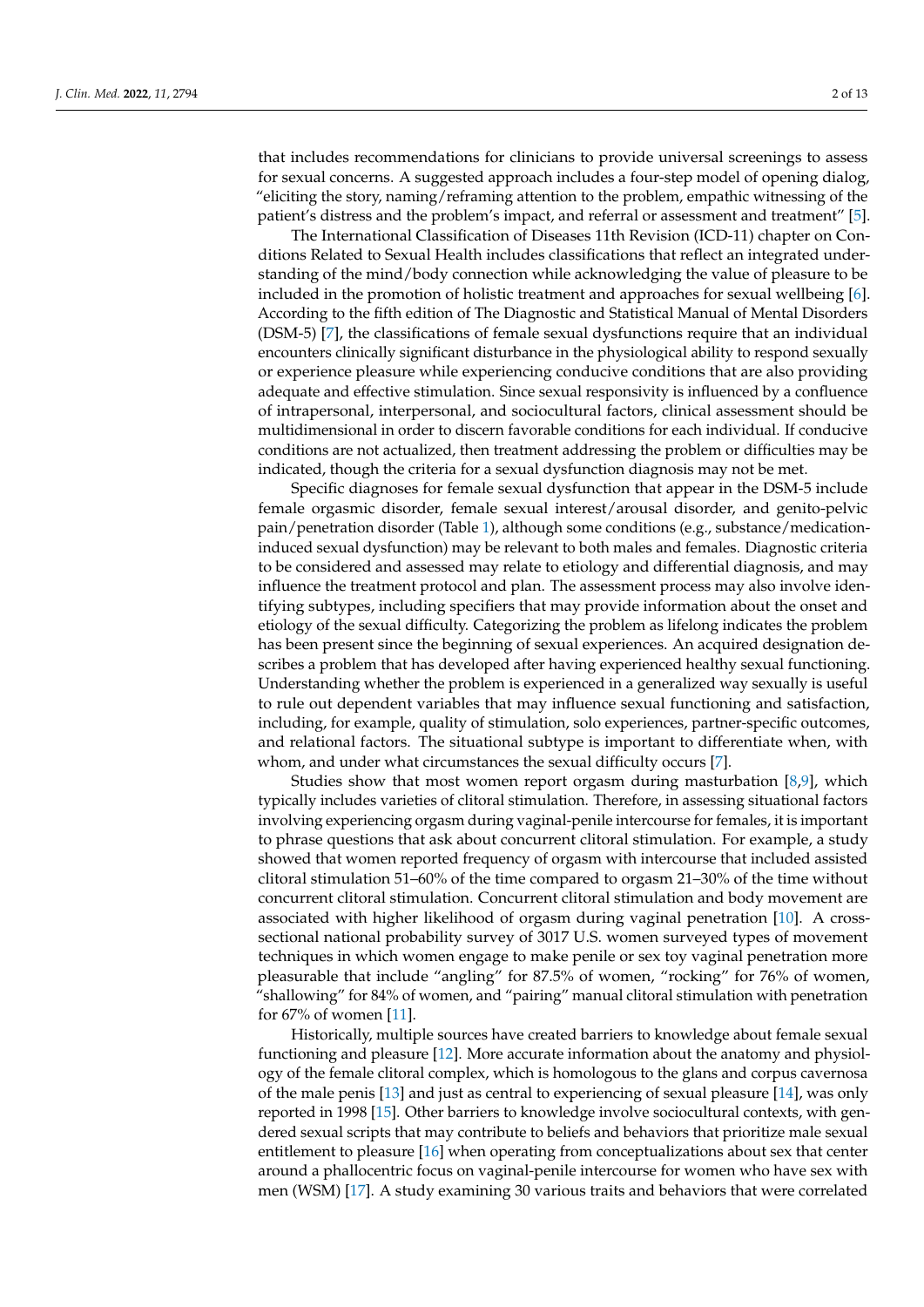that includes recommendations for clinicians to provide universal screenings to assess for sexual concerns. A suggested approach includes a four-step model of opening dialog, "eliciting the story, naming/reframing attention to the problem, empathic witnessing of the patient's distress and the problem's impact, and referral or assessment and treatment" [5].

The International Classification of Diseases 11th Revision (ICD-11) chapter on Conditions Related to Sexual Health includes classifications that reflect an integrated understanding of the mind/body connection while acknowledging the value of pleasure to be included in the promotion of holistic treatment and approaches for sexual wellbeing [6]. According to the fifth edition of The Diagnostic and Statistical Manual of Mental Disorders (DSM-5) [7], the classifications of female sexual dysfunctions require that an individual encounters clinically significant disturbance in the physiological ability to respond sexually or experience pleasure while experiencing conducive conditions that are also providing adequate and effective stimulation. Since sexual responsivity is influenced by a confluence of intrapersonal, interpersonal, and sociocultural factors, clinical assessment should be multidimensional in order to discern favorable conditions for each individual. If conducive conditions are not actualized, then treatment addressing the problem or difficulties may be indicated, though the criteria for a sexual dysfunction diagnosis may not be met.

Specific diagnoses for female sexual dysfunction that appear in the DSM-5 include female orgasmic disorder, female sexual interest/arousal disorder, and genito-pelvic pain/penetration disorder (Table 1), although some conditions (e.g., substance/medication-induced sexual dysfunction) may be relevant to both males and females. Diagnostic criteria to be considered and assessed may relate to etiology and differential diagnosis, and may influence the treatment protocol and plan. The assessment process may also involve identifying subtypes, including specifiers that may provide information about the onset and etiology of the sexual difficulty. Categorizing the problem as lifelong indicates the problem has been present since the beginning of sexual experiences. An acquired designation describes a problem that has developed after having experienced healthy sexual functioning. Understanding whether the problem is experienced in a generalized way sexually is useful to rule out dependent variables that may influence sexual functioning and satisfaction, including, for example, quality of stimulation, solo experiences, partner-specific outcomes, and relational factors. The situational subtype is important to differentiate when, with whom, and under what circumstances the sexual difficulty occurs [7].

Studies show that most women report orgasm during masturbation [8,9], which typically includes varieties of clitoral stimulation. Therefore, in assessing situational factors involving experiencing orgasm during vaginal-penile intercourse for females, it is important to phrase questions that ask about concurrent clitoral stimulation. For example, a study showed that women reported frequency of orgasm with intercourse that included assisted clitoral stimulation 51–60% of the time compared to orgasm 21–30% of the time without concurrent clitoral stimulation. Concurrent clitoral stimulation and body movement are associated with higher likelihood of orgasm during vaginal penetration [10]. A cross-sectional national probability survey of 3017 U.S. women surveyed types of movement techniques in which women engage to make penile or sex toy vaginal penetration more pleasurable that include "angling" for 87.5% of women, "rocking" for 76% of women, "shallowing" for 84% of women, and "pairing" manual clitoral stimulation with penetration for 67% of women [11].

Historically, multiple sources have created barriers to knowledge about female sexual functioning and pleasure [12]. More accurate information about the anatomy and physiology of the female clitoral complex, which is homologous to the glans and corpus cavernosa of the male penis [13] and just as central to experiencing of sexual pleasure [14], was only reported in 1998 [15]. Other barriers to knowledge involve sociocultural contexts, with gendered sexual scripts that may contribute to beliefs and behaviors that prioritize male sexual entitlement to pleasure [16] when operating from conceptualizations about sex that center around a phallocentric focus on vaginal-penile intercourse for women who have sex with men (WSM) [17]. A study examining 30 various traits and behaviors that were correlated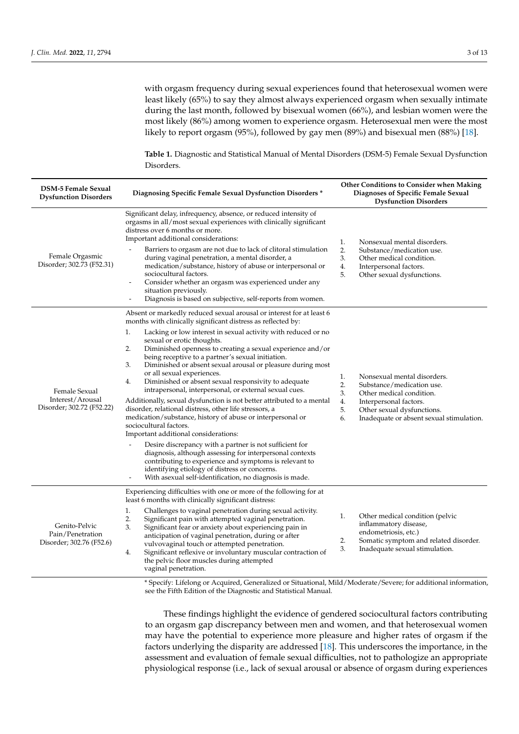with orgasm frequency during sexual experiences found that heterosexual women were least likely (65%) to say they almost always experienced orgasm when sexually intimate during the last month, followed by bisexual women (66%), and lesbian women were the most likely (86%) among women to experience orgasm. Heterosexual men were the most likely to report orgasm (95%), followed by gay men (89%) and bisexual men (88%) [18].

**Table 1.** Diagnostic and Statistical Manual of Mental Disorders (DSM-5) Female Sexual Dysfunction Disorders.

| DSM-5 Female Sexual Dysfunction Disorders | Diagnosing Specific Female Sexual Dysfunction Disorders * | Other Conditions to Consider when Making Diagnoses of Specific Female Sexual Dysfunction Disorders |
|---|---|---|
| Female Orgasmic Disorder; 302.73 (F52.31) | Significant delay, infrequency, absence, or reduced intensity of orgasms in all/most sexual experiences with clinically significant distress over 6 months or more.<br>Important additional considerations:<br>- Barriers to orgasm are not due to lack of clitoral stimulation during vaginal penetration, a mental disorder, a medication/substance, history of abuse or interpersonal or sociocultural factors.<br>- Consider whether an orgasm was experienced under any situation previously.<br>- Diagnosis is based on subjective, self-reports from women. | 1. Nonsexual mental disorders.<br>2. Substance/medication use.<br>3. Other medical condition.<br>4. Interpersonal factors.<br>5. Other sexual dysfunctions. |
| Female Sexual Interest/Arousal Disorder; 302.72 (F52.22) | Absent or markedly reduced sexual arousal or interest for at least 6 months with clinically significant distress as reflected by:<br>1. Lacking or low interest in sexual activity with reduced or no sexual or erotic thoughts.<br>2. Diminished openness to creating a sexual experience and/or being receptive to a partner's sexual initiation.<br>3. Diminished or absent sexual arousal or pleasure during most or all sexual experiences.<br>4. Diminished or absent sexual responsivity to adequate intrapersonal, interpersonal, or external sexual cues.<br>Additionally, sexual dysfunction is not better attributed to a mental disorder, relational distress, other life stressors, a medication/substance, history of abuse or interpersonal or sociocultural factors.<br>Important additional considerations:<br>- Desire discrepancy with a partner is not sufficient for diagnosis, although assessing for interpersonal contexts contributing to experience and symptoms is relevant to identifying etiology of distress or concerns.<br>- With asexual self-identification, no diagnosis is made. | 1. Nonsexual mental disorders.<br>2. Substance/medication use.<br>3. Other medical condition.<br>4. Interpersonal factors.<br>5. Other sexual dysfunctions.<br>6. Inadequate or absent sexual stimulation. |
| Genito-Pelvic Pain/Penetration Disorder; 302.76 (F52.6) | Experiencing difficulties with one or more of the following for at least 6 months with clinically significant distress:<br>1. Challenges to vaginal penetration during sexual activity.<br>2. Significant pain with attempted vaginal penetration.<br>3. Significant fear or anxiety about experiencing pain in anticipation of vaginal penetration, during or after vulvovaginal touch or attempted penetration.<br>4. Significant reflexive or involuntary muscular contraction of the pelvic floor muscles during attempted vaginal penetration. | 1. Other medical condition (pelvic inflammatory disease, endometriosis, etc.)<br>2. Somatic symptom and related disorder.<br>3. Inadequate sexual stimulation. |

* Specify: Lifelong or Acquired, Generalized or Situational, Mild/Moderate/Severe; for additional information, see the Fifth Edition of the Diagnostic and Statistical Manual.

These findings highlight the evidence of gendered sociocultural factors contributing to an orgasm gap discrepancy between men and women, and that heterosexual women may have the potential to experience more pleasure and higher rates of orgasm if the factors underlying the disparity are addressed [18]. This underscores the importance, in the assessment and evaluation of female sexual difficulties, not to pathologize an appropriate physiological response (i.e., lack of sexual arousal or absence of orgasm during experiences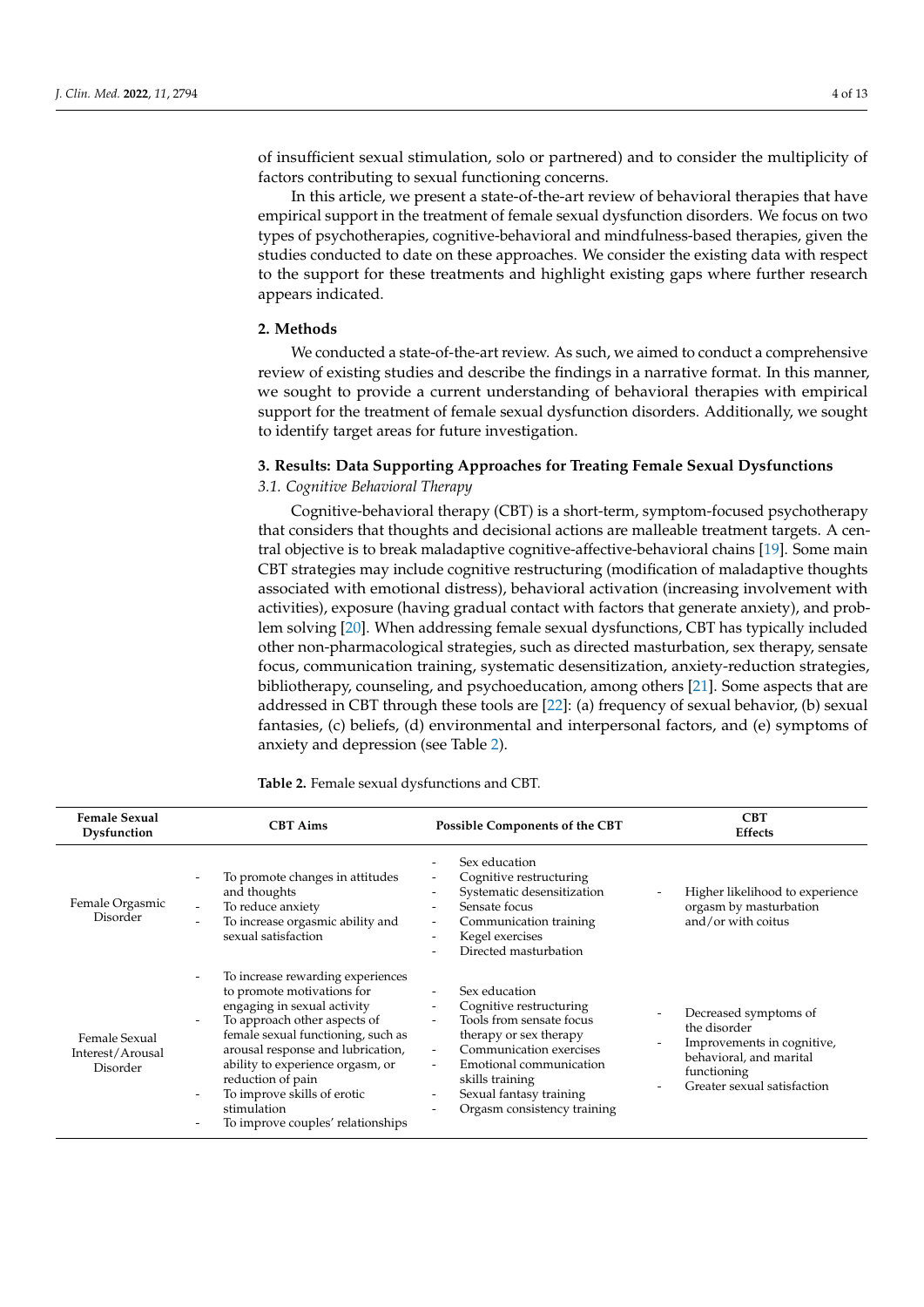of insufficient sexual stimulation, solo or partnered) and to consider the multiplicity of factors contributing to sexual functioning concerns.

In this article, we present a state-of-the-art review of behavioral therapies that have empirical support in the treatment of female sexual dysfunction disorders. We focus on two types of psychotherapies, cognitive-behavioral and mindfulness-based therapies, given the studies conducted to date on these approaches. We consider the existing data with respect to the support for these treatments and highlight existing gaps where further research appears indicated.

## 2. Methods

We conducted a state-of-the-art review. As such, we aimed to conduct a comprehensive review of existing studies and describe the findings in a narrative format. In this manner, we sought to provide a current understanding of behavioral therapies with empirical support for the treatment of female sexual dysfunction disorders. Additionally, we sought to identify target areas for future investigation.

## 3. Results: Data Supporting Approaches for Treating Female Sexual Dysfunctions

### 3.1. Cognitive Behavioral Therapy

Cognitive-behavioral therapy (CBT) is a short-term, symptom-focused psychotherapy that considers that thoughts and decisional actions are malleable treatment targets. A central objective is to break maladaptive cognitive-affective-behavioral chains [19]. Some main CBT strategies may include cognitive restructuring (modification of maladaptive thoughts associated with emotional distress), behavioral activation (increasing involvement with activities), exposure (having gradual contact with factors that generate anxiety), and problem solving [20]. When addressing female sexual dysfunctions, CBT has typically included other non-pharmacological strategies, such as directed masturbation, sex therapy, sensate focus, communication training, systematic desensitization, anxiety-reduction strategies, bibliotherapy, counseling, and psychoeducation, among others [21]. Some aspects that are addressed in CBT through these tools are [22]: (a) frequency of sexual behavior, (b) sexual fantasies, (c) beliefs, (d) environmental and interpersonal factors, and (e) symptoms of anxiety and depression (see Table 2).

**Table 2.** Female sexual dysfunctions and CBT.

| Female Sexual Dysfunction | CBT Aims | Possible Components of the CBT | CBT Effects |
|---|---|---|---|
| Female Orgasmic Disorder | - To promote changes in attitudes and thoughts<br>- To reduce anxiety<br>- To increase orgasmic ability and sexual satisfaction | - Sex education<br>- Cognitive restructuring<br>- Systematic desensitization<br>- Sensate focus<br>- Communication training<br>- Kegel exercises<br>- Directed masturbation | - Higher likelihood to experience orgasm by masturbation and/or with coitus |
| Female Sexual Interest/Arousal Disorder | - To increase rewarding experiences to promote motivations for engaging in sexual activity<br>- To approach other aspects of female sexual functioning, such as arousal response and lubrication, ability to experience orgasm, or reduction of pain<br>- To improve skills of erotic stimulation<br>- To improve couples' relationships | - Sex education<br>- Cognitive restructuring<br>- Tools from sensate focus therapy or sex therapy<br>- Communication exercises<br>- Emotional communication skills training<br>- Sexual fantasy training<br>- Orgasm consistency training | - Decreased symptoms of the disorder<br>- Improvements in cognitive, behavioral, and marital functioning<br>- Greater sexual satisfaction |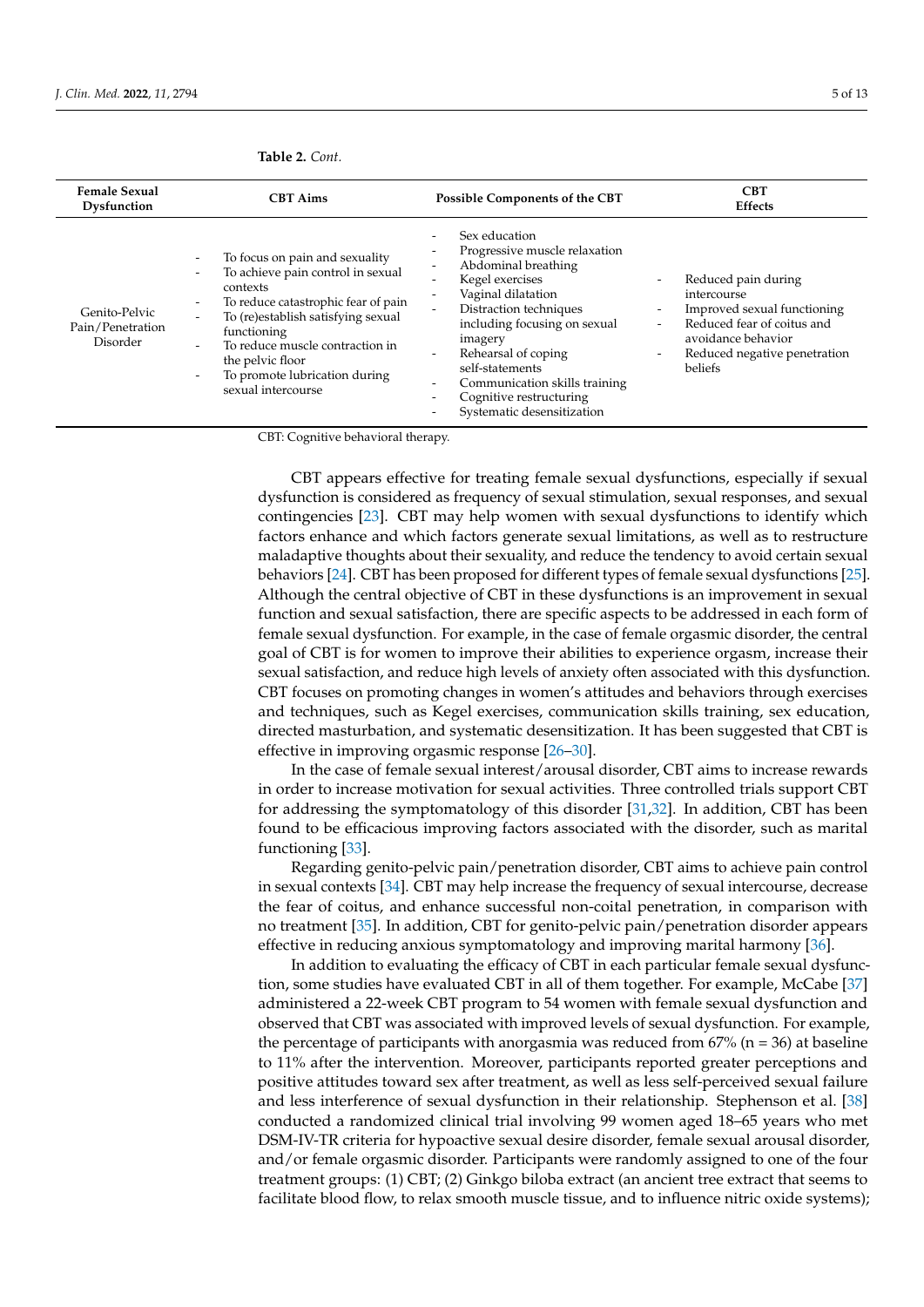**Table 2.** *Cont.*

| Female Sexual Dysfunction | CBT Aims | Possible Components of the CBT | CBT Effects |
|---|---|---|---|
| Genito-Pelvic Pain/Penetration Disorder | - To focus on pain and sexuality<br>- To achieve pain control in sexual contexts<br>- To reduce catastrophic fear of pain<br>- To (re)establish satisfying sexual functioning<br>- To reduce muscle contraction in the pelvic floor<br>- To promote lubrication during sexual intercourse | - Sex education<br>- Progressive muscle relaxation<br>- Abdominal breathing<br>- Kegel exercises<br>- Vaginal dilatation<br>- Distraction techniques including focusing on sexual imagery<br>- Rehearsal of coping self-statements<br>- Communication skills training<br>- Cognitive restructuring<br>- Systematic desensitization | - Reduced pain during intercourse<br>- Improved sexual functioning<br>- Reduced fear of coitus and avoidance behavior<br>- Reduced negative penetration beliefs |

CBT: Cognitive behavioral therapy.

CBT appears effective for treating female sexual dysfunctions, especially if sexual dysfunction is considered as frequency of sexual stimulation, sexual responses, and sexual contingencies [23]. CBT may help women with sexual dysfunctions to identify which factors enhance and which factors generate sexual limitations, as well as to restructure maladaptive thoughts about their sexuality, and reduce the tendency to avoid certain sexual behaviors [24]. CBT has been proposed for different types of female sexual dysfunctions [25]. Although the central objective of CBT in these dysfunctions is an improvement in sexual function and sexual satisfaction, there are specific aspects to be addressed in each form of female sexual dysfunction. For example, in the case of female orgasmic disorder, the central goal of CBT is for women to improve their abilities to experience orgasm, increase their sexual satisfaction, and reduce high levels of anxiety often associated with this dysfunction. CBT focuses on promoting changes in women's attitudes and behaviors through exercises and techniques, such as Kegel exercises, communication skills training, sex education, directed masturbation, and systematic desensitization. It has been suggested that CBT is effective in improving orgasmic response [26–30].

In the case of female sexual interest/arousal disorder, CBT aims to increase rewards in order to increase motivation for sexual activities. Three controlled trials support CBT for addressing the symptomatology of this disorder [31,32]. In addition, CBT has been found to be efficacious improving factors associated with the disorder, such as marital functioning [33].

Regarding genito-pelvic pain/penetration disorder, CBT aims to achieve pain control in sexual contexts [34]. CBT may help increase the frequency of sexual intercourse, decrease the fear of coitus, and enhance successful non-coital penetration, in comparison with no treatment [35]. In addition, CBT for genito-pelvic pain/penetration disorder appears effective in reducing anxious symptomatology and improving marital harmony [36].

In addition to evaluating the efficacy of CBT in each particular female sexual dysfunction, some studies have evaluated CBT in all of them together. For example, McCabe [37] administered a 22-week CBT program to 54 women with female sexual dysfunction and observed that CBT was associated with improved levels of sexual dysfunction. For example, the percentage of participants with anorgasmia was reduced from 67% (n = 36) at baseline to 11% after the intervention. Moreover, participants reported greater perceptions and positive attitudes toward sex after treatment, as well as less self-perceived sexual failure and less interference of sexual dysfunction in their relationship. Stephenson et al. [38] conducted a randomized clinical trial involving 99 women aged 18–65 years who met DSM-IV-TR criteria for hypoactive sexual desire disorder, female sexual arousal disorder, and/or female orgasmic disorder. Participants were randomly assigned to one of the four treatment groups: (1) CBT; (2) Ginkgo biloba extract (an ancient tree extract that seems to facilitate blood flow, to relax smooth muscle tissue, and to influence nitric oxide systems);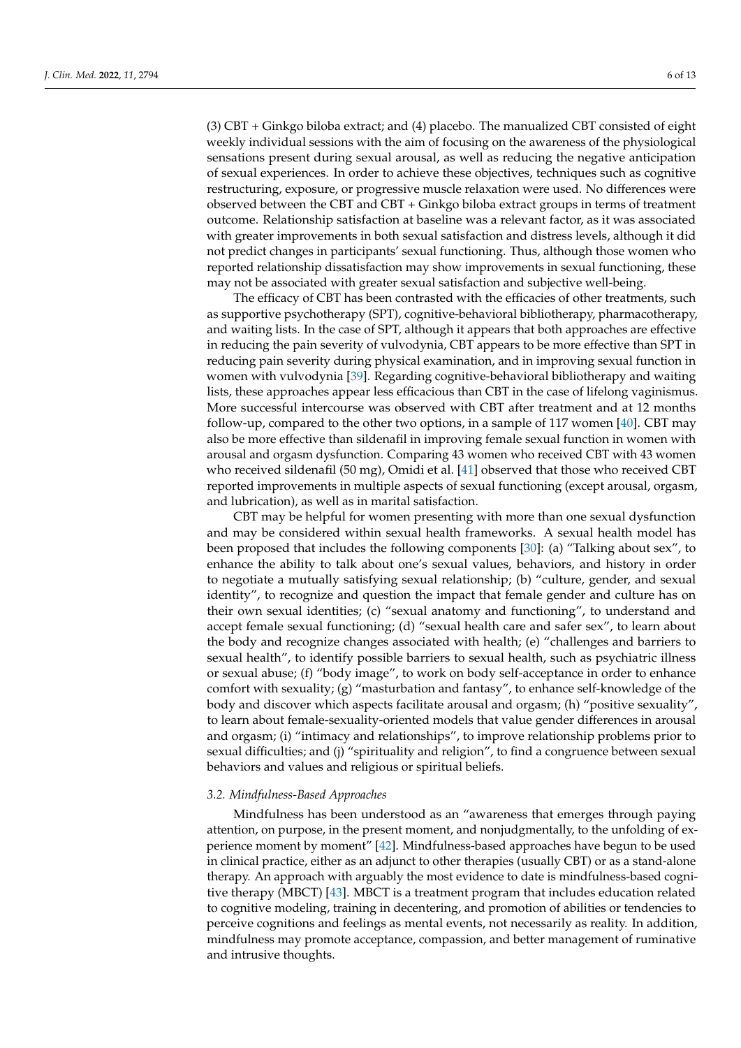(3) CBT + Ginkgo biloba extract; and (4) placebo. The manualized CBT consisted of eight weekly individual sessions with the aim of focusing on the awareness of the physiological sensations present during sexual arousal, as well as reducing the negative anticipation of sexual experiences. In order to achieve these objectives, techniques such as cognitive restructuring, exposure, or progressive muscle relaxation were used. No differences were observed between the CBT and CBT + Ginkgo biloba extract groups in terms of treatment outcome. Relationship satisfaction at baseline was a relevant factor, as it was associated with greater improvements in both sexual satisfaction and distress levels, although it did not predict changes in participants' sexual functioning. Thus, although those women who reported relationship dissatisfaction may show improvements in sexual functioning, these may not be associated with greater sexual satisfaction and subjective well-being.

The efficacy of CBT has been contrasted with the efficacies of other treatments, such as supportive psychotherapy (SPT), cognitive-behavioral bibliotherapy, pharmacotherapy, and waiting lists. In the case of SPT, although it appears that both approaches are effective in reducing the pain severity of vulvodynia, CBT appears to be more effective than SPT in reducing pain severity during physical examination, and in improving sexual function in women with vulvodynia [39]. Regarding cognitive-behavioral bibliotherapy and waiting lists, these approaches appear less efficacious than CBT in the case of lifelong vaginismus. More successful intercourse was observed with CBT after treatment and at 12 months follow-up, compared to the other two options, in a sample of 117 women [40]. CBT may also be more effective than sildenafil in improving female sexual function in women with arousal and orgasm dysfunction. Comparing 43 women who received CBT with 43 women who received sildenafil (50 mg), Omidi et al. [41] observed that those who received CBT reported improvements in multiple aspects of sexual functioning (except arousal, orgasm, and lubrication), as well as in marital satisfaction.

CBT may be helpful for women presenting with more than one sexual dysfunction and may be considered within sexual health frameworks. A sexual health model has been proposed that includes the following components [30]: (a) "Talking about sex", to enhance the ability to talk about one's sexual values, behaviors, and history in order to negotiate a mutually satisfying sexual relationship; (b) "culture, gender, and sexual identity", to recognize and question the impact that female gender and culture has on their own sexual identities; (c) "sexual anatomy and functioning", to understand and accept female sexual functioning; (d) "sexual health care and safer sex", to learn about the body and recognize changes associated with health; (e) "challenges and barriers to sexual health", to identify possible barriers to sexual health, such as psychiatric illness or sexual abuse; (f) "body image", to work on body self-acceptance in order to enhance comfort with sexuality; (g) "masturbation and fantasy", to enhance self-knowledge of the body and discover which aspects facilitate arousal and orgasm; (h) "positive sexuality", to learn about female-sexuality-oriented models that value gender differences in arousal and orgasm; (i) "intimacy and relationships", to improve relationship problems prior to sexual difficulties; and (j) "spirituality and religion", to find a congruence between sexual behaviors and values and religious or spiritual beliefs.

### *3.2. Mindfulness-Based Approaches*

Mindfulness has been understood as an "awareness that emerges through paying attention, on purpose, in the present moment, and nonjudgmentally, to the unfolding of experience moment by moment" [42]. Mindfulness-based approaches have begun to be used in clinical practice, either as an adjunct to other therapies (usually CBT) or as a stand-alone therapy. An approach with arguably the most evidence to date is mindfulness-based cognitive therapy (MBCT) [43]. MBCT is a treatment program that includes education related to cognitive modeling, training in decentering, and promotion of abilities or tendencies to perceive cognitions and feelings as mental events, not necessarily as reality. In addition, mindfulness may promote acceptance, compassion, and better management of ruminative and intrusive thoughts.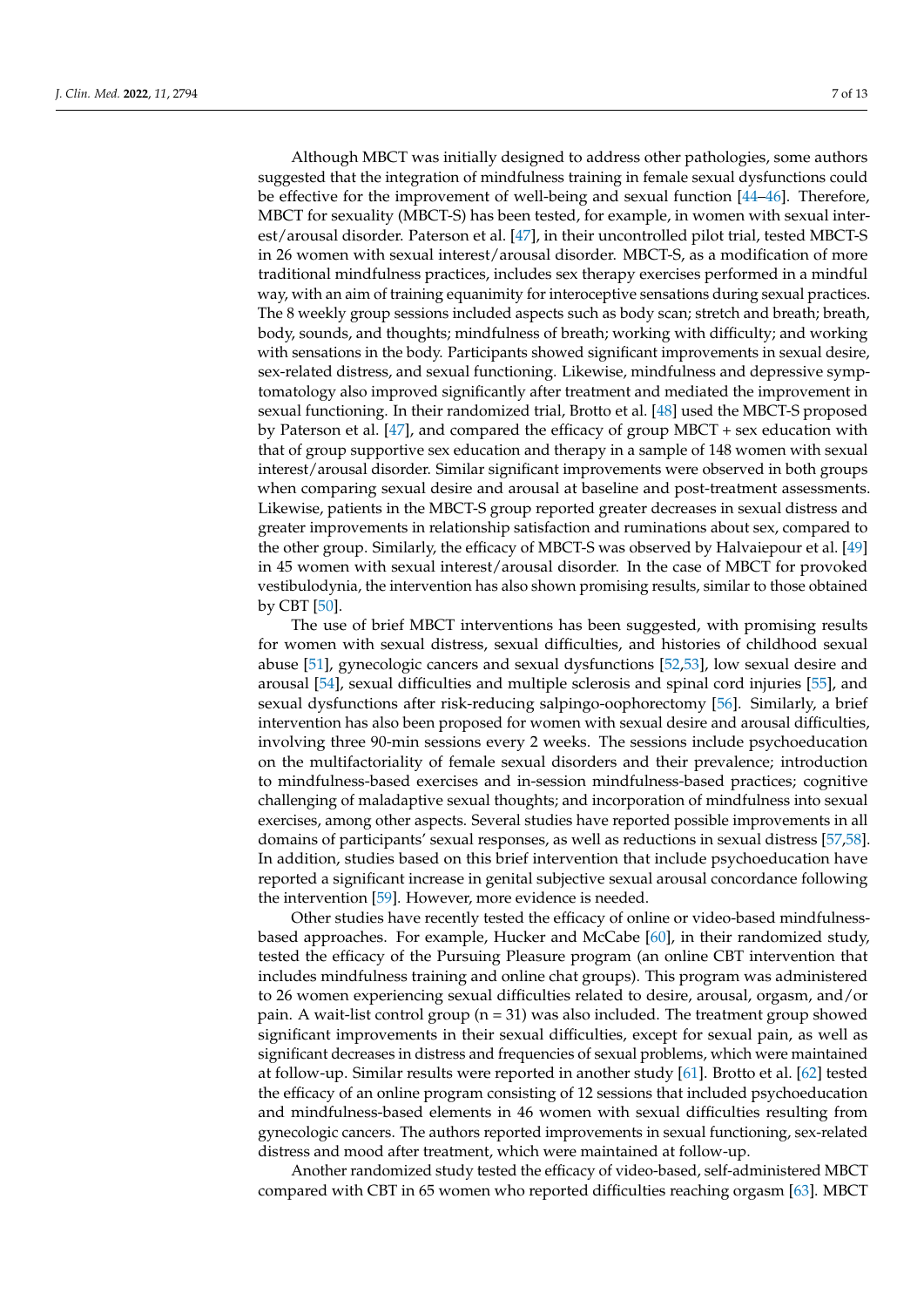Although MBCT was initially designed to address other pathologies, some authors suggested that the integration of mindfulness training in female sexual dysfunctions could be effective for the improvement of well-being and sexual function [44–46]. Therefore, MBCT for sexuality (MBCT-S) has been tested, for example, in women with sexual interest/arousal disorder. Paterson et al. [47], in their uncontrolled pilot trial, tested MBCT-S in 26 women with sexual interest/arousal disorder. MBCT-S, as a modification of more traditional mindfulness practices, includes sex therapy exercises performed in a mindful way, with an aim of training equanimity for interoceptive sensations during sexual practices. The 8 weekly group sessions included aspects such as body scan; stretch and breath; breath, body, sounds, and thoughts; mindfulness of breath; working with difficulty; and working with sensations in the body. Participants showed significant improvements in sexual desire, sex-related distress, and sexual functioning. Likewise, mindfulness and depressive symptomatology also improved significantly after treatment and mediated the improvement in sexual functioning. In their randomized trial, Brotto et al. [48] used the MBCT-S proposed by Paterson et al. [47], and compared the efficacy of group MBCT + sex education with that of group supportive sex education and therapy in a sample of 148 women with sexual interest/arousal disorder. Similar significant improvements were observed in both groups when comparing sexual desire and arousal at baseline and post-treatment assessments. Likewise, patients in the MBCT-S group reported greater decreases in sexual distress and greater improvements in relationship satisfaction and ruminations about sex, compared to the other group. Similarly, the efficacy of MBCT-S was observed by Halvaiepour et al. [49] in 45 women with sexual interest/arousal disorder. In the case of MBCT for provoked vestibulodynia, the intervention has also shown promising results, similar to those obtained by CBT [50].

The use of brief MBCT interventions has been suggested, with promising results for women with sexual distress, sexual difficulties, and histories of childhood sexual abuse [51], gynecologic cancers and sexual dysfunctions [52,53], low sexual desire and arousal [54], sexual difficulties and multiple sclerosis and spinal cord injuries [55], and sexual dysfunctions after risk-reducing salpingo-oophorectomy [56]. Similarly, a brief intervention has also been proposed for women with sexual desire and arousal difficulties, involving three 90-min sessions every 2 weeks. The sessions include psychoeducation on the multifactoriality of female sexual disorders and their prevalence; introduction to mindfulness-based exercises and in-session mindfulness-based practices; cognitive challenging of maladaptive sexual thoughts; and incorporation of mindfulness into sexual exercises, among other aspects. Several studies have reported possible improvements in all domains of participants' sexual responses, as well as reductions in sexual distress [57,58]. In addition, studies based on this brief intervention that include psychoeducation have reported a significant increase in genital subjective sexual arousal concordance following the intervention [59]. However, more evidence is needed.

Other studies have recently tested the efficacy of online or video-based mindfulness-based approaches. For example, Hucker and McCabe [60], in their randomized study, tested the efficacy of the Pursuing Pleasure program (an online CBT intervention that includes mindfulness training and online chat groups). This program was administered to 26 women experiencing sexual difficulties related to desire, arousal, orgasm, and/or pain. A wait-list control group (n = 31) was also included. The treatment group showed significant improvements in their sexual difficulties, except for sexual pain, as well as significant decreases in distress and frequencies of sexual problems, which were maintained at follow-up. Similar results were reported in another study [61]. Brotto et al. [62] tested the efficacy of an online program consisting of 12 sessions that included psychoeducation and mindfulness-based elements in 46 women with sexual difficulties resulting from gynecologic cancers. The authors reported improvements in sexual functioning, sex-related distress and mood after treatment, which were maintained at follow-up.

Another randomized study tested the efficacy of video-based, self-administered MBCT compared with CBT in 65 women who reported difficulties reaching orgasm [63]. MBCT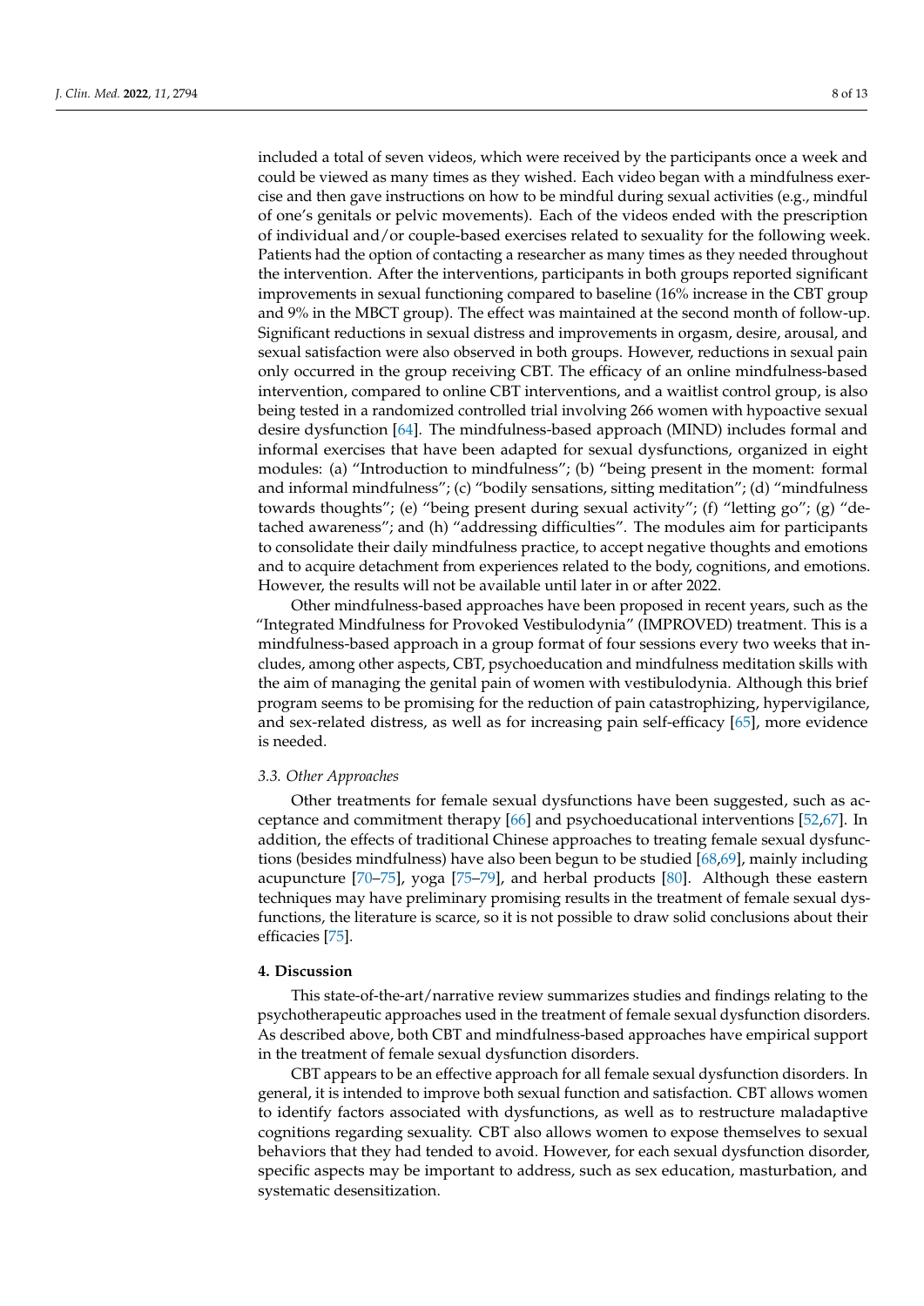included a total of seven videos, which were received by the participants once a week and could be viewed as many times as they wished. Each video began with a mindfulness exercise and then gave instructions on how to be mindful during sexual activities (e.g., mindful of one's genitals or pelvic movements). Each of the videos ended with the prescription of individual and/or couple-based exercises related to sexuality for the following week. Patients had the option of contacting a researcher as many times as they needed throughout the intervention. After the interventions, participants in both groups reported significant improvements in sexual functioning compared to baseline (16% increase in the CBT group and 9% in the MBCT group). The effect was maintained at the second month of follow-up. Significant reductions in sexual distress and improvements in orgasm, desire, arousal, and sexual satisfaction were also observed in both groups. However, reductions in sexual pain only occurred in the group receiving CBT. The efficacy of an online mindfulness-based intervention, compared to online CBT interventions, and a waitlist control group, is also being tested in a randomized controlled trial involving 266 women with hypoactive sexual desire dysfunction [64]. The mindfulness-based approach (MIND) includes formal and informal exercises that have been adapted for sexual dysfunctions, organized in eight modules: (a) "Introduction to mindfulness"; (b) "being present in the moment: formal and informal mindfulness"; (c) "bodily sensations, sitting meditation"; (d) "mindfulness towards thoughts"; (e) "being present during sexual activity"; (f) "letting go"; (g) "detached awareness"; and (h) "addressing difficulties". The modules aim for participants to consolidate their daily mindfulness practice, to accept negative thoughts and emotions and to acquire detachment from experiences related to the body, cognitions, and emotions. However, the results will not be available until later in or after 2022.

Other mindfulness-based approaches have been proposed in recent years, such as the "Integrated Mindfulness for Provoked Vestibulodynia" (IMPROVED) treatment. This is a mindfulness-based approach in a group format of four sessions every two weeks that includes, among other aspects, CBT, psychoeducation and mindfulness meditation skills with the aim of managing the genital pain of women with vestibulodynia. Although this brief program seems to be promising for the reduction of pain catastrophizing, hypervigilance, and sex-related distress, as well as for increasing pain self-efficacy [65], more evidence is needed.

### *3.3. Other Approaches*

Other treatments for female sexual dysfunctions have been suggested, such as acceptance and commitment therapy [66] and psychoeducational interventions [52,67]. In addition, the effects of traditional Chinese approaches to treating female sexual dysfunctions (besides mindfulness) have also been begun to be studied [68,69], mainly including acupuncture [70–75], yoga [75–79], and herbal products [80]. Although these eastern techniques may have preliminary promising results in the treatment of female sexual dysfunctions, the literature is scarce, so it is not possible to draw solid conclusions about their efficacies [75].

## **4. Discussion**

This state-of-the-art/narrative review summarizes studies and findings relating to the psychotherapeutic approaches used in the treatment of female sexual dysfunction disorders. As described above, both CBT and mindfulness-based approaches have empirical support in the treatment of female sexual dysfunction disorders.

CBT appears to be an effective approach for all female sexual dysfunction disorders. In general, it is intended to improve both sexual function and satisfaction. CBT allows women to identify factors associated with dysfunctions, as well as to restructure maladaptive cognitions regarding sexuality. CBT also allows women to expose themselves to sexual behaviors that they had tended to avoid. However, for each sexual dysfunction disorder, specific aspects may be important to address, such as sex education, masturbation, and systematic desensitization.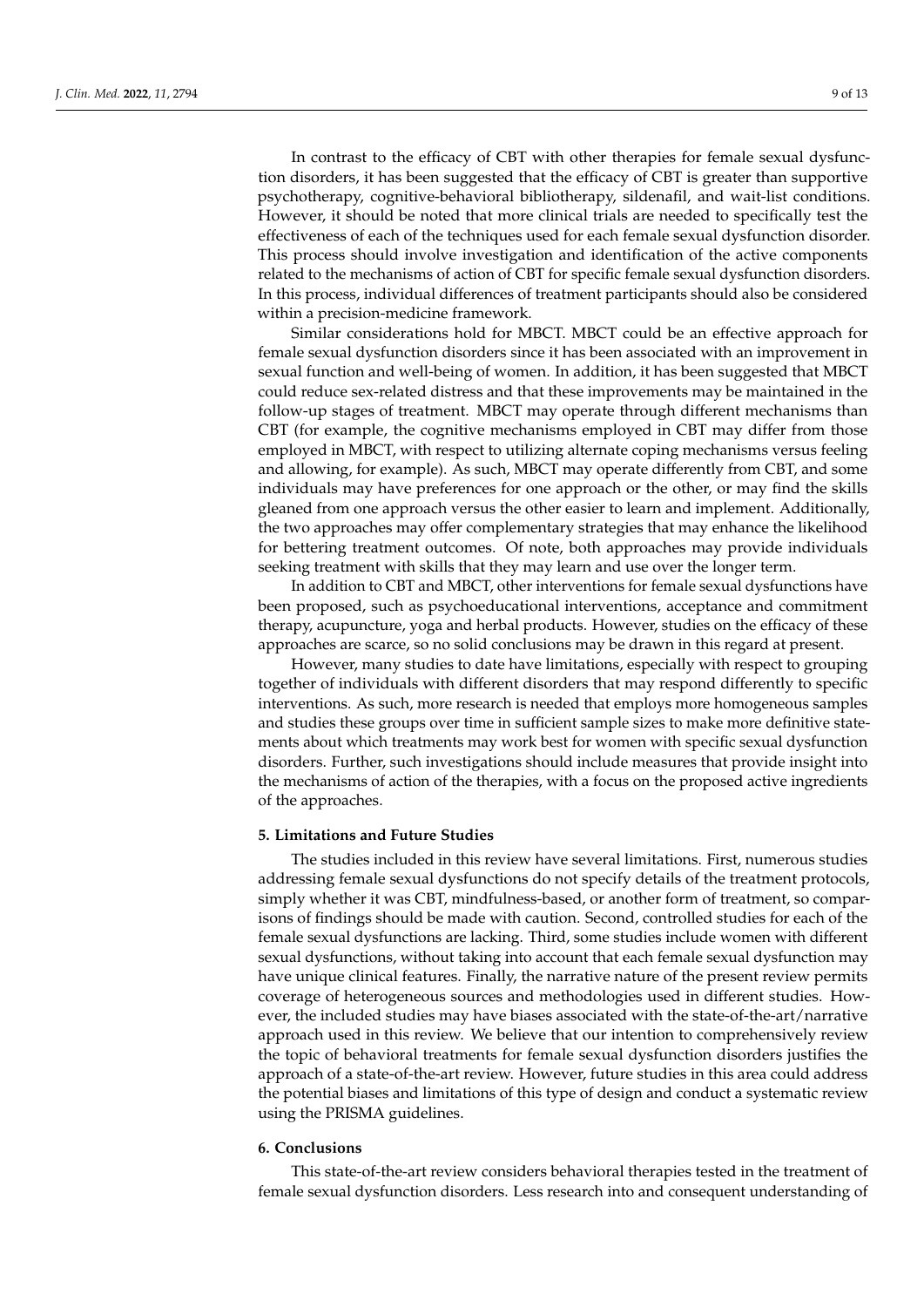In contrast to the efficacy of CBT with other therapies for female sexual dysfunction disorders, it has been suggested that the efficacy of CBT is greater than supportive psychotherapy, cognitive-behavioral bibliotherapy, sildenafil, and wait-list conditions. However, it should be noted that more clinical trials are needed to specifically test the effectiveness of each of the techniques used for each female sexual dysfunction disorder. This process should involve investigation and identification of the active components related to the mechanisms of action of CBT for specific female sexual dysfunction disorders. In this process, individual differences of treatment participants should also be considered within a precision-medicine framework.

Similar considerations hold for MBCT. MBCT could be an effective approach for female sexual dysfunction disorders since it has been associated with an improvement in sexual function and well-being of women. In addition, it has been suggested that MBCT could reduce sex-related distress and that these improvements may be maintained in the follow-up stages of treatment. MBCT may operate through different mechanisms than CBT (for example, the cognitive mechanisms employed in CBT may differ from those employed in MBCT, with respect to utilizing alternate coping mechanisms versus feeling and allowing, for example). As such, MBCT may operate differently from CBT, and some individuals may have preferences for one approach or the other, or may find the skills gleaned from one approach versus the other easier to learn and implement. Additionally, the two approaches may offer complementary strategies that may enhance the likelihood for bettering treatment outcomes. Of note, both approaches may provide individuals seeking treatment with skills that they may learn and use over the longer term.

In addition to CBT and MBCT, other interventions for female sexual dysfunctions have been proposed, such as psychoeducational interventions, acceptance and commitment therapy, acupuncture, yoga and herbal products. However, studies on the efficacy of these approaches are scarce, so no solid conclusions may be drawn in this regard at present.

However, many studies to date have limitations, especially with respect to grouping together of individuals with different disorders that may respond differently to specific interventions. As such, more research is needed that employs more homogeneous samples and studies these groups over time in sufficient sample sizes to make more definitive statements about which treatments may work best for women with specific sexual dysfunction disorders. Further, such investigations should include measures that provide insight into the mechanisms of action of the therapies, with a focus on the proposed active ingredients of the approaches.

## 5. Limitations and Future Studies

The studies included in this review have several limitations. First, numerous studies addressing female sexual dysfunctions do not specify details of the treatment protocols, simply whether it was CBT, mindfulness-based, or another form of treatment, so comparisons of findings should be made with caution. Second, controlled studies for each of the female sexual dysfunctions are lacking. Third, some studies include women with different sexual dysfunctions, without taking into account that each female sexual dysfunction may have unique clinical features. Finally, the narrative nature of the present review permits coverage of heterogeneous sources and methodologies used in different studies. However, the included studies may have biases associated with the state-of-the-art/narrative approach used in this review. We believe that our intention to comprehensively review the topic of behavioral treatments for female sexual dysfunction disorders justifies the approach of a state-of-the-art review. However, future studies in this area could address the potential biases and limitations of this type of design and conduct a systematic review using the PRISMA guidelines.

## 6. Conclusions

This state-of-the-art review considers behavioral therapies tested in the treatment of female sexual dysfunction disorders. Less research into and consequent understanding of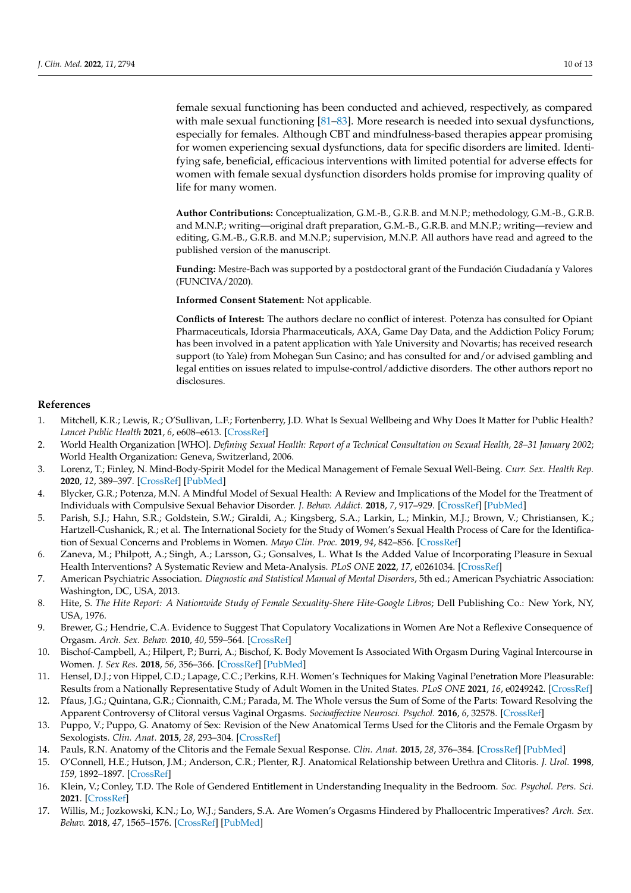female sexual functioning has been conducted and achieved, respectively, as compared with male sexual functioning [81–83]. More research is needed into sexual dysfunctions, especially for females. Although CBT and mindfulness-based therapies appear promising for women experiencing sexual dysfunctions, data for specific disorders are limited. Identifying safe, beneficial, efficacious interventions with limited potential for adverse effects for women with female sexual dysfunction disorders holds promise for improving quality of life for many women.

**Author Contributions:** Conceptualization, G.M.-B., G.R.B. and M.N.P.; methodology, G.M.-B., G.R.B. and M.N.P.; writing—original draft preparation, G.M.-B., G.R.B. and M.N.P.; writing—review and editing, G.M.-B., G.R.B. and M.N.P.; supervision, M.N.P. All authors have read and agreed to the published version of the manuscript.

**Funding:** Mestre-Bach was supported by a postdoctoral grant of the Fundación Ciudadanía y Valores (FUNCIVA/2020).

**Informed Consent Statement:** Not applicable.

**Conflicts of Interest:** The authors declare no conflict of interest. Potenza has consulted for Opiant Pharmaceuticals, Idorsia Pharmaceuticals, AXA, Game Day Data, and the Addiction Policy Forum; has been involved in a patent application with Yale University and Novartis; has received research support (to Yale) from Mohegan Sun Casino; and has consulted for and/or advised gambling and legal entities on issues related to impulse-control/addictive disorders. The other authors report no disclosures.

## References

1. Mitchell, K.R.; Lewis, R.; O'Sullivan, L.F.; Fortenberry, J.D. What Is Sexual Wellbeing and Why Does It Matter for Public Health? *Lancet Public Health* **2021**, *6*, e608–e613. [CrossRef]
2. World Health Organization [WHO]. *Defining Sexual Health: Report of a Technical Consultation on Sexual Health, 28–31 January 2002*; World Health Organization: Geneva, Switzerland, 2006.
3. Lorenz, T.; Finley, N. Mind-Body-Spirit Model for the Medical Management of Female Sexual Well-Being. *Curr. Sex. Health Rep.* **2020**, *12*, 389–397. [CrossRef] [PubMed]
4. Blycker, G.R.; Potenza, M.N. A Mindful Model of Sexual Health: A Review and Implications of the Model for the Treatment of Individuals with Compulsive Sexual Behavior Disorder. *J. Behav. Addict.* **2018**, *7*, 917–929. [CrossRef] [PubMed]
5. Parish, S.J.; Hahn, S.R.; Goldstein, S.W.; Giraldi, A.; Kingsberg, S.A.; Larkin, L.; Minkin, M.J.; Brown, V.; Christiansen, K.; Hartzell-Cushanick, R.; et al. The International Society for the Study of Women's Sexual Health Process of Care for the Identification of Sexual Concerns and Problems in Women. *Mayo Clin. Proc.* **2019**, *94*, 842–856. [CrossRef]
6. Zaneva, M.; Philpott, A.; Singh, A.; Larsson, G.; Gonsalves, L. What Is the Added Value of Incorporating Pleasure in Sexual Health Interventions? A Systematic Review and Meta-Analysis. *PLoS ONE* **2022**, *17*, e0261034. [CrossRef]
7. American Psychiatric Association. *Diagnostic and Statistical Manual of Mental Disorders*, 5th ed.; American Psychiatric Association: Washington, DC, USA, 2013.
8. Hite, S. *The Hite Report: A Nationwide Study of Female Sexuality-Shere Hite-Google Libros*; Dell Publishing Co.: New York, NY, USA, 1976.
9. Brewer, G.; Hendrie, C.A. Evidence to Suggest That Copulatory Vocalizations in Women Are Not a Reflexive Consequence of Orgasm. *Arch. Sex. Behav.* **2010**, *40*, 559–564. [CrossRef]
10. Bischof-Campbell, A.; Hilpert, P.; Burri, A.; Bischof, K. Body Movement Is Associated With Orgasm During Vaginal Intercourse in Women. *J. Sex Res.* **2018**, *56*, 356–366. [CrossRef] [PubMed]
11. Hensel, D.J.; von Hippel, C.D.; Lapage, C.C.; Perkins, R.H. Women's Techniques for Making Vaginal Penetration More Pleasurable: Results from a Nationally Representative Study of Adult Women in the United States. *PLoS ONE* **2021**, *16*, e0249242. [CrossRef]
12. Pfaus, J.G.; Quintana, G.R.; Cionnaith, C.M.; Parada, M. The Whole versus the Sum of Some of the Parts: Toward Resolving the Apparent Controversy of Clitoral versus Vaginal Orgasms. *Socioaffective Neurosci. Psychol.* **2016**, *6*, 32578. [CrossRef]
13. Puppo, V.; Puppo, G. Anatomy of Sex: Revision of the New Anatomical Terms Used for the Clitoris and the Female Orgasm by Sexologists. *Clin. Anat.* **2015**, *28*, 293–304. [CrossRef]
14. Pauls, R.N. Anatomy of the Clitoris and the Female Sexual Response. *Clin. Anat.* **2015**, *28*, 376–384. [CrossRef] [PubMed]
15. O'Connell, H.E.; Hutson, J.M.; Anderson, C.R.; Plenter, R.J. Anatomical Relationship between Urethra and Clitoris. *J. Urol.* **1998**, *159*, 1892–1897. [CrossRef]
16. Klein, V.; Conley, T.D. The Role of Gendered Entitlement in Understanding Inequality in the Bedroom. *Soc. Psychol. Pers. Sci.* **2021**. [CrossRef]
17. Willis, M.; Jozkowski, K.N.; Lo, W.J.; Sanders, S.A. Are Women's Orgasms Hindered by Phallocentric Imperatives? *Arch. Sex. Behav.* **2018**, *47*, 1565–1576. [CrossRef] [PubMed]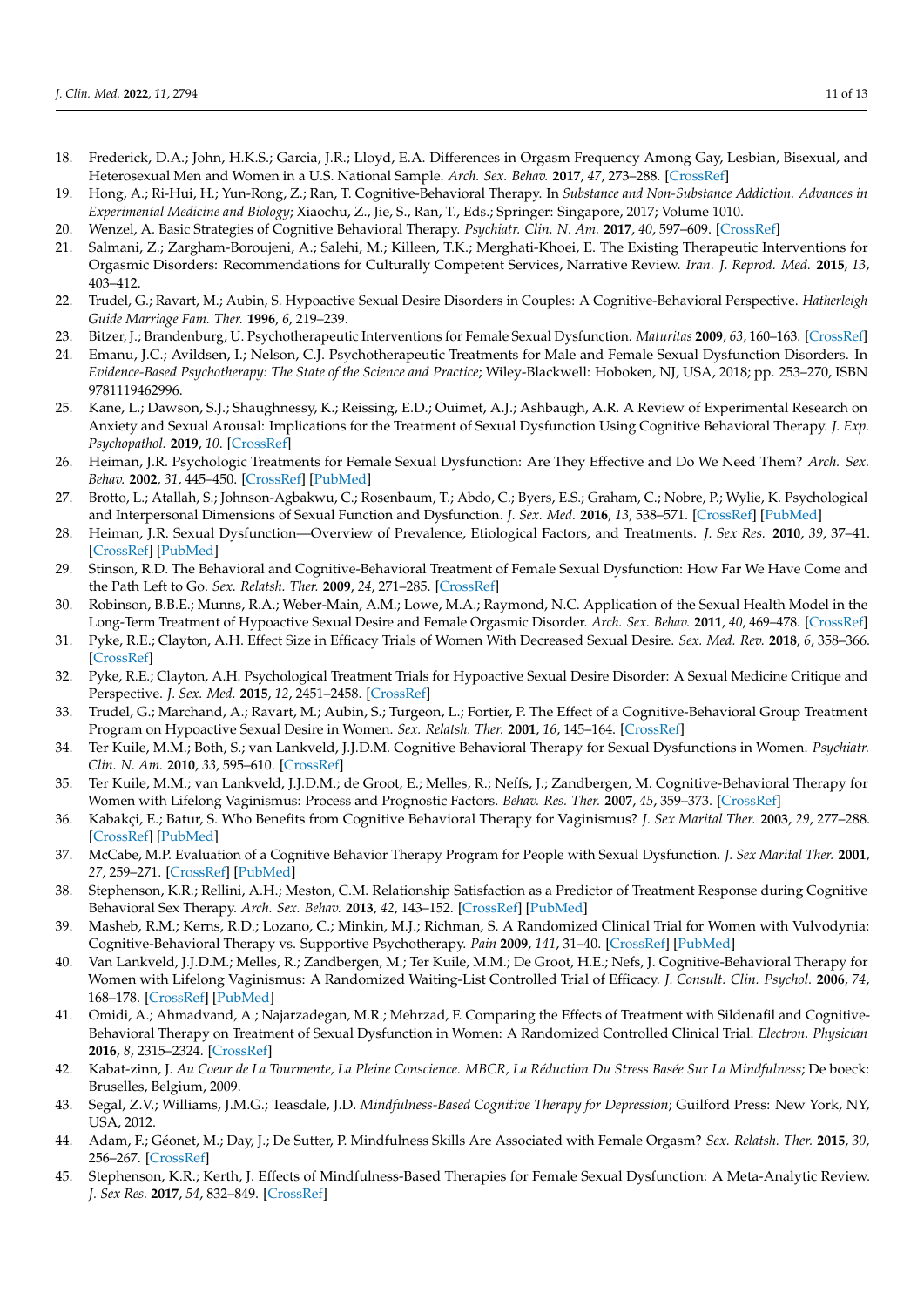18. Frederick, D.A.; John, H.K.S.; Garcia, J.R.; Lloyd, E.A. Differences in Orgasm Frequency Among Gay, Lesbian, Bisexual, and Heterosexual Men and Women in a U.S. National Sample. *Arch. Sex. Behav.* **2017**, *47*, 273–288. [CrossRef]
19. Hong, A.; Ri-Hui, H.; Yun-Rong, Z.; Ran, T. Cognitive-Behavioral Therapy. In *Substance and Non-Substance Addiction. Advances in Experimental Medicine and Biology*; Xiaochu, Z., Jie, S., Ran, T., Eds.; Springer: Singapore, 2017; Volume 1010.
20. Wenzel, A. Basic Strategies of Cognitive Behavioral Therapy. *Psychiatr. Clin. N. Am.* **2017**, *40*, 597–609. [CrossRef]
21. Salmani, Z.; Zargham-Boroujeni, A.; Salehi, M.; Killeen, T.K.; Merghati-Khoei, E. The Existing Therapeutic Interventions for Orgasmic Disorders: Recommendations for Culturally Competent Services, Narrative Review. *Iran. J. Reprod. Med.* **2015**, *13*, 403–412.
22. Trudel, G.; Ravart, M.; Aubin, S. Hypoactive Sexual Desire Disorders in Couples: A Cognitive-Behavioral Perspective. *Hatherleigh Guide Marriage Fam. Ther.* **1996**, *6*, 219–239.
23. Bitzer, J.; Brandenburg, U. Psychotherapeutic Interventions for Female Sexual Dysfunction. *Maturitas* **2009**, *63*, 160–163. [CrossRef]
24. Emanu, J.C.; Avildsen, I.; Nelson, C.J. Psychotherapeutic Treatments for Male and Female Sexual Dysfunction Disorders. In *Evidence-Based Psychotherapy: The State of the Science and Practice*; Wiley-Blackwell: Hoboken, NJ, USA, 2018; pp. 253–270, ISBN 9781119462996.
25. Kane, L.; Dawson, S.J.; Shaughnessy, K.; Reissing, E.D.; Ouimet, A.J.; Ashbaugh, A.R. A Review of Experimental Research on Anxiety and Sexual Arousal: Implications for the Treatment of Sexual Dysfunction Using Cognitive Behavioral Therapy. *J. Exp. Psychopathol.* **2019**, *10*. [CrossRef]
26. Heiman, J.R. Psychologic Treatments for Female Sexual Dysfunction: Are They Effective and Do We Need Them? *Arch. Sex. Behav.* **2002**, *31*, 445–450. [CrossRef] [PubMed]
27. Brotto, L.; Atallah, S.; Johnson-Agbakwu, C.; Rosenbaum, T.; Abdo, C.; Byers, E.S.; Graham, C.; Nobre, P.; Wylie, K. Psychological and Interpersonal Dimensions of Sexual Function and Dysfunction. *J. Sex. Med.* **2016**, *13*, 538–571. [CrossRef] [PubMed]
28. Heiman, J.R. Sexual Dysfunction—Overview of Prevalence, Etiological Factors, and Treatments. *J. Sex Res.* **2010**, *39*, 37–41. [CrossRef] [PubMed]
29. Stinson, R.D. The Behavioral and Cognitive-Behavioral Treatment of Female Sexual Dysfunction: How Far We Have Come and the Path Left to Go. *Sex. Relatsh. Ther.* **2009**, *24*, 271–285. [CrossRef]
30. Robinson, B.B.E.; Munns, R.A.; Weber-Main, A.M.; Lowe, M.A.; Raymond, N.C. Application of the Sexual Health Model in the Long-Term Treatment of Hypoactive Sexual Desire and Female Orgasmic Disorder. *Arch. Sex. Behav.* **2011**, *40*, 469–478. [CrossRef]
31. Pyke, R.E.; Clayton, A.H. Effect Size in Efficacy Trials of Women With Decreased Sexual Desire. *Sex. Med. Rev.* **2018**, *6*, 358–366. [CrossRef]
32. Pyke, R.E.; Clayton, A.H. Psychological Treatment Trials for Hypoactive Sexual Desire Disorder: A Sexual Medicine Critique and Perspective. *J. Sex. Med.* **2015**, *12*, 2451–2458. [CrossRef]
33. Trudel, G.; Marchand, A.; Ravart, M.; Aubin, S.; Turgeon, L.; Fortier, P. The Effect of a Cognitive-Behavioral Group Treatment Program on Hypoactive Sexual Desire in Women. *Sex. Relatsh. Ther.* **2001**, *16*, 145–164. [CrossRef]
34. Ter Kuile, M.M.; Both, S.; van Lankveld, J.J.D.M. Cognitive Behavioral Therapy for Sexual Dysfunctions in Women. *Psychiatr. Clin. N. Am.* **2010**, *33*, 595–610. [CrossRef]
35. Ter Kuile, M.M.; van Lankveld, J.J.D.M.; de Groot, E.; Melles, R.; Neffs, J.; Zandbergen, M. Cognitive-Behavioral Therapy for Women with Lifelong Vaginismus: Process and Prognostic Factors. *Behav. Res. Ther.* **2007**, *45*, 359–373. [CrossRef]
36. Kabakçi, E.; Batur, S. Who Benefits from Cognitive Behavioral Therapy for Vaginismus? *J. Sex Marital Ther.* **2003**, *29*, 277–288. [CrossRef] [PubMed]
37. McCabe, M.P. Evaluation of a Cognitive Behavior Therapy Program for People with Sexual Dysfunction. *J. Sex Marital Ther.* **2001**, *27*, 259–271. [CrossRef] [PubMed]
38. Stephenson, K.R.; Rellini, A.H.; Meston, C.M. Relationship Satisfaction as a Predictor of Treatment Response during Cognitive Behavioral Sex Therapy. *Arch. Sex. Behav.* **2013**, *42*, 143–152. [CrossRef] [PubMed]
39. Masheb, R.M.; Kerns, R.D.; Lozano, C.; Minkin, M.J.; Richman, S. A Randomized Clinical Trial for Women with Vulvodynia: Cognitive-Behavioral Therapy vs. Supportive Psychotherapy. *Pain* **2009**, *141*, 31–40. [CrossRef] [PubMed]
40. Van Lankveld, J.J.D.M.; Melles, R.; Zandbergen, M.; Ter Kuile, M.M.; De Groot, H.E.; Nefs, J. Cognitive-Behavioral Therapy for Women with Lifelong Vaginismus: A Randomized Waiting-List Controlled Trial of Efficacy. *J. Consult. Clin. Psychol.* **2006**, *74*, 168–178. [CrossRef] [PubMed]
41. Omidi, A.; Ahmadvand, A.; Najarzadegan, M.R.; Mehrzad, F. Comparing the Effects of Treatment with Sildenafil and Cognitive-Behavioral Therapy on Treatment of Sexual Dysfunction in Women: A Randomized Controlled Clinical Trial. *Electron. Physician* **2016**, *8*, 2315–2324. [CrossRef]
42. Kabat-zinn, J. *Au Coeur de La Tourmente, La Pleine Conscience. MBCR, La Réduction Du Stress Basée Sur La Mindfulness*; De boeck: Bruselles, Belgium, 2009.
43. Segal, Z.V.; Williams, J.M.G.; Teasdale, J.D. *Mindfulness-Based Cognitive Therapy for Depression*; Guilford Press: New York, NY, USA, 2012.
44. Adam, F.; Géonet, M.; Day, J.; De Sutter, P. Mindfulness Skills Are Associated with Female Orgasm? *Sex. Relatsh. Ther.* **2015**, *30*, 256–267. [CrossRef]
45. Stephenson, K.R.; Kerth, J. Effects of Mindfulness-Based Therapies for Female Sexual Dysfunction: A Meta-Analytic Review. *J. Sex Res.* **2017**, *54*, 832–849. [CrossRef]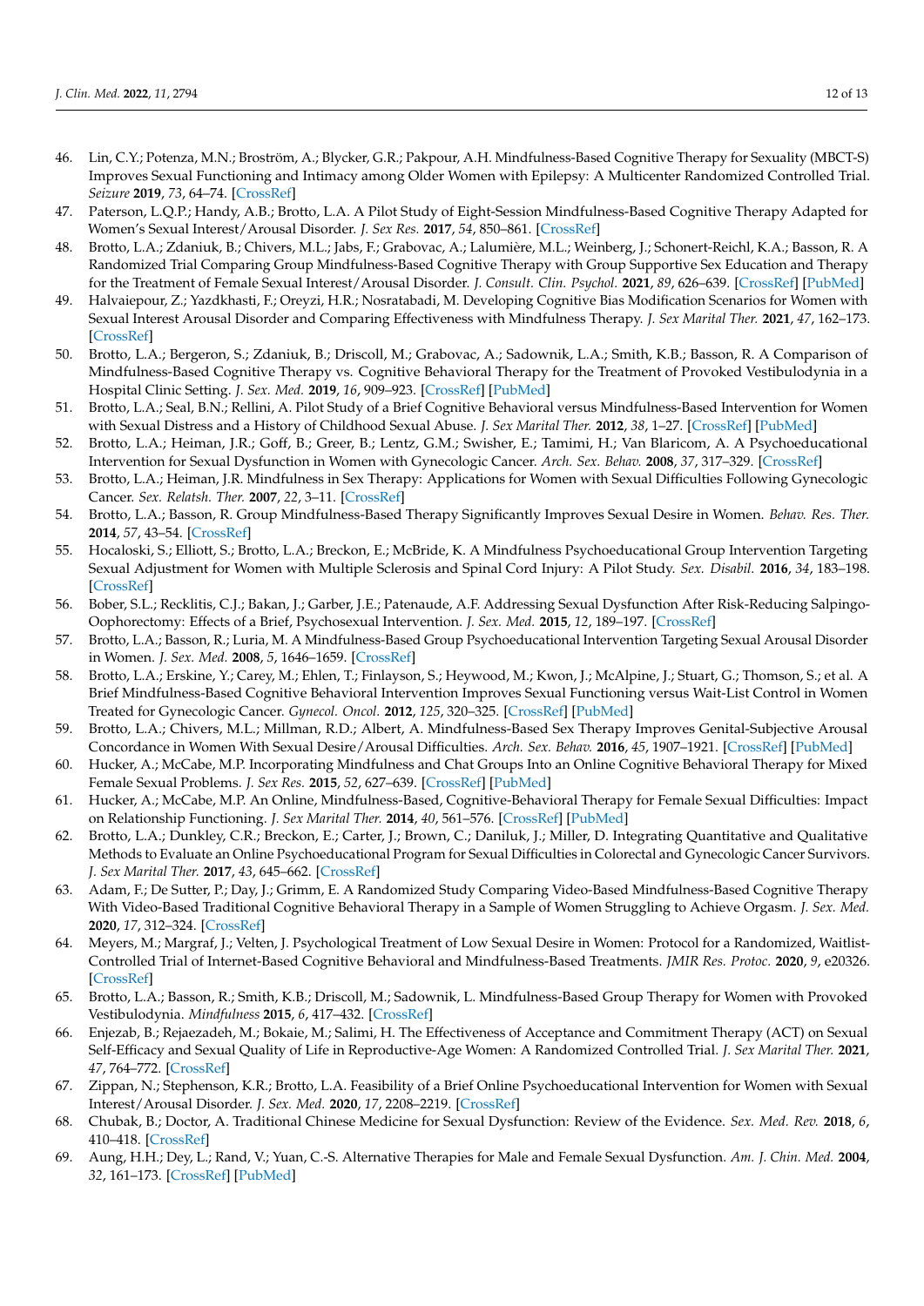46. Lin, C.Y.; Potenza, M.N.; Broström, A.; Blycker, G.R.; Pakpour, A.H. Mindfulness-Based Cognitive Therapy for Sexuality (MBCT-S) Improves Sexual Functioning and Intimacy among Older Women with Epilepsy: A Multicenter Randomized Controlled Trial. *Seizure* **2019**, *73*, 64–74. [CrossRef]
47. Paterson, L.Q.P.; Handy, A.B.; Brotto, L.A. A Pilot Study of Eight-Session Mindfulness-Based Cognitive Therapy Adapted for Women's Sexual Interest/Arousal Disorder. *J. Sex Res.* **2017**, *54*, 850–861. [CrossRef]
48. Brotto, L.A.; Zdaniuk, B.; Chivers, M.L.; Jabs, F.; Grabovac, A.; Lalumière, M.L.; Weinberg, J.; Schonert-Reichl, K.A.; Basson, R. A Randomized Trial Comparing Group Mindfulness-Based Cognitive Therapy with Group Supportive Sex Education and Therapy for the Treatment of Female Sexual Interest/Arousal Disorder. *J. Consult. Clin. Psychol.* **2021**, *89*, 626–639. [CrossRef] [PubMed]
49. Halvaiepour, Z.; Yazdkhasti, F.; Oreyzi, H.R.; Nosratabadi, M. Developing Cognitive Bias Modification Scenarios for Women with Sexual Interest Arousal Disorder and Comparing Effectiveness with Mindfulness Therapy. *J. Sex Marital Ther.* **2021**, *47*, 162–173. [CrossRef]
50. Brotto, L.A.; Bergeron, S.; Zdaniuk, B.; Driscoll, M.; Grabovac, A.; Sadownik, L.A.; Smith, K.B.; Basson, R. A Comparison of Mindfulness-Based Cognitive Therapy vs. Cognitive Behavioral Therapy for the Treatment of Provoked Vestibulodynia in a Hospital Clinic Setting. *J. Sex. Med.* **2019**, *16*, 909–923. [CrossRef] [PubMed]
51. Brotto, L.A.; Seal, B.N.; Rellini, A. Pilot Study of a Brief Cognitive Behavioral versus Mindfulness-Based Intervention for Women with Sexual Distress and a History of Childhood Sexual Abuse. *J. Sex Marital Ther.* **2012**, *38*, 1–27. [CrossRef] [PubMed]
52. Brotto, L.A.; Heiman, J.R.; Goff, B.; Greer, B.; Lentz, G.M.; Swisher, E.; Tamimi, H.; Van Blaricom, A. A Psychoeducational Intervention for Sexual Dysfunction in Women with Gynecologic Cancer. *Arch. Sex. Behav.* **2008**, *37*, 317–329. [CrossRef]
53. Brotto, L.A.; Heiman, J.R. Mindfulness in Sex Therapy: Applications for Women with Sexual Difficulties Following Gynecologic Cancer. *Sex. Relatsh. Ther.* **2007**, *22*, 3–11. [CrossRef]
54. Brotto, L.A.; Basson, R. Group Mindfulness-Based Therapy Significantly Improves Sexual Desire in Women. *Behav. Res. Ther.* **2014**, *57*, 43–54. [CrossRef]
55. Hocaloski, S.; Elliott, S.; Brotto, L.A.; Breckon, E.; McBride, K. A Mindfulness Psychoeducational Group Intervention Targeting Sexual Adjustment for Women with Multiple Sclerosis and Spinal Cord Injury: A Pilot Study. *Sex. Disabil.* **2016**, *34*, 183–198. [CrossRef]
56. Bober, S.L.; Recklitis, C.J.; Bakan, J.; Garber, J.E.; Patenaude, A.F. Addressing Sexual Dysfunction After Risk-Reducing Salpingo-Oophorectomy: Effects of a Brief, Psychosexual Intervention. *J. Sex. Med.* **2015**, *12*, 189–197. [CrossRef]
57. Brotto, L.A.; Basson, R.; Luria, M. A Mindfulness-Based Group Psychoeducational Intervention Targeting Sexual Arousal Disorder in Women. *J. Sex. Med.* **2008**, *5*, 1646–1659. [CrossRef]
58. Brotto, L.A.; Erskine, Y.; Carey, M.; Ehlen, T.; Finlayson, S.; Heywood, M.; Kwon, J.; McAlpine, J.; Stuart, G.; Thomson, S.; et al. A Brief Mindfulness-Based Cognitive Behavioral Intervention Improves Sexual Functioning versus Wait-List Control in Women Treated for Gynecologic Cancer. *Gynecol. Oncol.* **2012**, *125*, 320–325. [CrossRef] [PubMed]
59. Brotto, L.A.; Chivers, M.L.; Millman, R.D.; Albert, A. Mindfulness-Based Sex Therapy Improves Genital-Subjective Arousal Concordance in Women With Sexual Desire/Arousal Difficulties. *Arch. Sex. Behav.* **2016**, *45*, 1907–1921. [CrossRef] [PubMed]
60. Hucker, A.; McCabe, M.P. Incorporating Mindfulness and Chat Groups Into an Online Cognitive Behavioral Therapy for Mixed Female Sexual Problems. *J. Sex Res.* **2015**, *52*, 627–639. [CrossRef] [PubMed]
61. Hucker, A.; McCabe, M.P. An Online, Mindfulness-Based, Cognitive-Behavioral Therapy for Female Sexual Difficulties: Impact on Relationship Functioning. *J. Sex Marital Ther.* **2014**, *40*, 561–576. [CrossRef] [PubMed]
62. Brotto, L.A.; Dunkley, C.R.; Breckon, E.; Carter, J.; Brown, C.; Daniluk, J.; Miller, D. Integrating Quantitative and Qualitative Methods to Evaluate an Online Psychoeducational Program for Sexual Difficulties in Colorectal and Gynecologic Cancer Survivors. *J. Sex Marital Ther.* **2017**, *43*, 645–662. [CrossRef]
63. Adam, F.; De Sutter, P.; Day, J.; Grimm, E. A Randomized Study Comparing Video-Based Mindfulness-Based Cognitive Therapy With Video-Based Traditional Cognitive Behavioral Therapy in a Sample of Women Struggling to Achieve Orgasm. *J. Sex. Med.* **2020**, *17*, 312–324. [CrossRef]
64. Meyers, M.; Margraf, J.; Velten, J. Psychological Treatment of Low Sexual Desire in Women: Protocol for a Randomized, Waitlist-Controlled Trial of Internet-Based Cognitive Behavioral and Mindfulness-Based Treatments. *JMIR Res. Protoc.* **2020**, *9*, e20326. [CrossRef]
65. Brotto, L.A.; Basson, R.; Smith, K.B.; Driscoll, M.; Sadownik, L. Mindfulness-Based Group Therapy for Women with Provoked Vestibulodynia. *Mindfulness* **2015**, *6*, 417–432. [CrossRef]
66. Enjezab, B.; Rejaezadeh, M.; Bokaie, M.; Salimi, H. The Effectiveness of Acceptance and Commitment Therapy (ACT) on Sexual Self-Efficacy and Sexual Quality of Life in Reproductive-Age Women: A Randomized Controlled Trial. *J. Sex Marital Ther.* **2021**, *47*, 764–772. [CrossRef]
67. Zippan, N.; Stephenson, K.R.; Brotto, L.A. Feasibility of a Brief Online Psychoeducational Intervention for Women with Sexual Interest/Arousal Disorder. *J. Sex. Med.* **2020**, *17*, 2208–2219. [CrossRef]
68. Chubak, B.; Doctor, A. Traditional Chinese Medicine for Sexual Dysfunction: Review of the Evidence. *Sex. Med. Rev.* **2018**, *6*, 410–418. [CrossRef]
69. Aung, H.H.; Dey, L.; Rand, V.; Yuan, C.-S. Alternative Therapies for Male and Female Sexual Dysfunction. *Am. J. Chin. Med.* **2004**, *32*, 161–173. [CrossRef] [PubMed]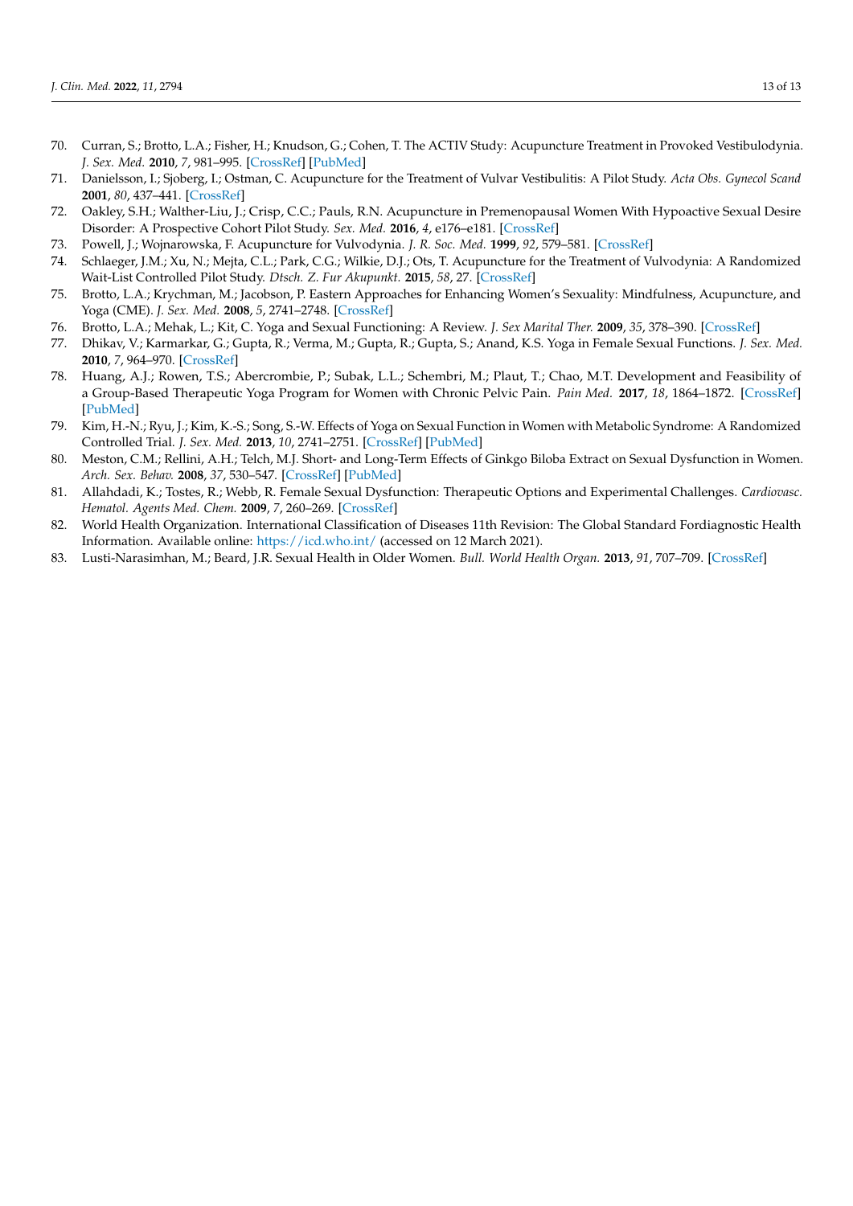70. Curran, S.; Brotto, L.A.; Fisher, H.; Knudson, G.; Cohen, T. The ACTIV Study: Acupuncture Treatment in Provoked Vestibulodynia. *J. Sex. Med.* **2010**, *7*, 981–995. [CrossRef] [PubMed]
71. Danielsson, I.; Sjoberg, I.; Ostman, C. Acupuncture for the Treatment of Vulvar Vestibulitis: A Pilot Study. *Acta Obs. Gynecol Scand* **2001**, *80*, 437–441. [CrossRef]
72. Oakley, S.H.; Walther-Liu, J.; Crisp, C.C.; Pauls, R.N. Acupuncture in Premenopausal Women With Hypoactive Sexual Desire Disorder: A Prospective Cohort Pilot Study. *Sex. Med.* **2016**, *4*, e176–e181. [CrossRef]
73. Powell, J.; Wojnarowska, F. Acupuncture for Vulvodynia. *J. R. Soc. Med.* **1999**, *92*, 579–581. [CrossRef]
74. Schlaeger, J.M.; Xu, N.; Mejta, C.L.; Park, C.G.; Wilkie, D.J.; Ots, T. Acupuncture for the Treatment of Vulvodynia: A Randomized Wait-List Controlled Pilot Study. *Dtsch. Z. Fur Akupunkt.* **2015**, *58*, 27. [CrossRef]
75. Brotto, L.A.; Krychman, M.; Jacobson, P. Eastern Approaches for Enhancing Women's Sexuality: Mindfulness, Acupuncture, and Yoga (CME). *J. Sex. Med.* **2008**, *5*, 2741–2748. [CrossRef]
76. Brotto, L.A.; Mehak, L.; Kit, C. Yoga and Sexual Functioning: A Review. *J. Sex Marital Ther.* **2009**, *35*, 378–390. [CrossRef]
77. Dhikav, V.; Karmarkar, G.; Gupta, R.; Verma, M.; Gupta, R.; Gupta, S.; Anand, K.S. Yoga in Female Sexual Functions. *J. Sex. Med.* **2010**, *7*, 964–970. [CrossRef]
78. Huang, A.J.; Rowen, T.S.; Abercrombie, P.; Subak, L.L.; Schembri, M.; Plaut, T.; Chao, M.T. Development and Feasibility of a Group-Based Therapeutic Yoga Program for Women with Chronic Pelvic Pain. *Pain Med.* **2017**, *18*, 1864–1872. [CrossRef] [PubMed]
79. Kim, H.-N.; Ryu, J.; Kim, K.-S.; Song, S.-W. Effects of Yoga on Sexual Function in Women with Metabolic Syndrome: A Randomized Controlled Trial. *J. Sex. Med.* **2013**, *10*, 2741–2751. [CrossRef] [PubMed]
80. Meston, C.M.; Rellini, A.H.; Telch, M.J. Short- and Long-Term Effects of Ginkgo Biloba Extract on Sexual Dysfunction in Women. *Arch. Sex. Behav.* **2008**, *37*, 530–547. [CrossRef] [PubMed]
81. Allahdadi, K.; Tostes, R.; Webb, R. Female Sexual Dysfunction: Therapeutic Options and Experimental Challenges. *Cardiovasc. Hematol. Agents Med. Chem.* **2009**, *7*, 260–269. [CrossRef]
82. World Health Organization. International Classification of Diseases 11th Revision: The Global Standard Fordiagnostic Health Information. Available online: https://icd.who.int/ (accessed on 12 March 2021).
83. Lusti-Narasimhan, M.; Beard, J.R. Sexual Health in Older Women. *Bull. World Health Organ.* **2013**, *91*, 707–709. [CrossRef]